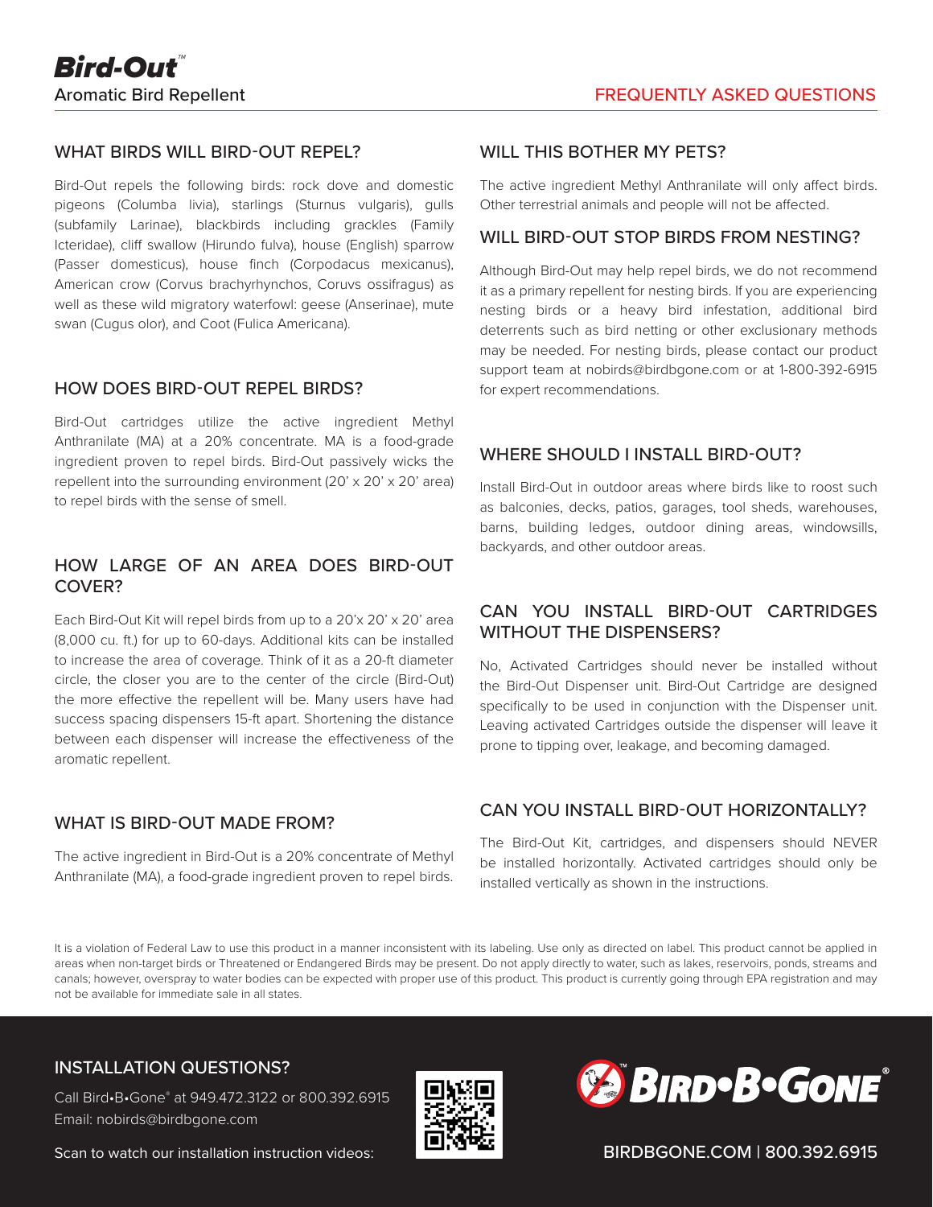# Bird-Out™

Aromatic Bird Repellent

FREQUENTLY ASKED QUESTIONS

## WHAT BIRDS WILL BIRD-OUT REPEL?

Bird-Out repels the following birds: rock dove and domestic pigeons (Columba livia), starlings (Sturnus vulgaris), gulls (subfamily Larinae), blackbirds including grackles (Family Icteridae), cliff swallow (Hirundo fulva), house (English) sparrow (Passer domesticus), house finch (Corpodacus mexicanus), American crow (Corvus brachyrhynchos, Coruvs ossifragus) as well as these wild migratory waterfowl: geese (Anserinae), mute swan (Cugus olor), and Coot (Fulica Americana).

## HOW DOES BIRD-OUT REPEL BIRDS?

Bird-Out cartridges utilize the active ingredient Methyl Anthranilate (MA) at a 20% concentrate. MA is a food-grade ingredient proven to repel birds. Bird-Out passively wicks the repellent into the surrounding environment (20' x 20' x 20' area) to repel birds with the sense of smell.

## HOW LARGE OF AN AREA DOES BIRD-OUT COVER?

Each Bird-Out Kit will repel birds from up to a 20'x 20' x 20' area (8,000 cu. ft.) for up to 60-days. Additional kits can be installed to increase the area of coverage. Think of it as a 20-ft diameter circle, the closer you are to the center of the circle (Bird-Out) the more effective the repellent will be. Many users have had success spacing dispensers 15-ft apart. Shortening the distance between each dispenser will increase the effectiveness of the aromatic repellent.

## WHAT IS BIRD-OUT MADE FROM?

The active ingredient in Bird-Out is a 20% concentrate of Methyl Anthranilate (MA), a food-grade ingredient proven to repel birds.

## WILL THIS BOTHER MY PETS?

The active ingredient Methyl Anthranilate will only affect birds. Other terrestrial animals and people will not be affected.

## WILL BIRD-OUT STOP BIRDS FROM NESTING?

Although Bird-Out may help repel birds, we do not recommend it as a primary repellent for nesting birds. If you are experiencing nesting birds or a heavy bird infestation, additional bird deterrents such as bird netting or other exclusionary methods may be needed. For nesting birds, please contact our product support team at nobirds@birdbgone.com or at 1-800-392-6915 for expert recommendations.

## WHERE SHOULD I INSTALL BIRD-OUT?

Install Bird-Out in outdoor areas where birds like to roost such as balconies, decks, patios, garages, tool sheds, warehouses, barns, building ledges, outdoor dining areas, windowsills, backyards, and other outdoor areas.

## CAN YOU INSTALL BIRD-OUT CARTRIDGES WITHOUT THE DISPENSERS?

No, Activated Cartridges should never be installed without the Bird-Out Dispenser unit. Bird-Out Cartridge are designed specifically to be used in conjunction with the Dispenser unit. Leaving activated Cartridges outside the dispenser will leave it prone to tipping over, leakage, and becoming damaged.

## CAN YOU INSTALL BIRD-OUT HORIZONTALLY?

The Bird-Out Kit, cartridges, and dispensers should NEVER be installed horizontally. Activated cartridges should only be installed vertically as shown in the instructions.

It is a violation of Federal Law to use this product in a manner inconsistent with its labeling. Use only as directed on label. This product cannot be applied in areas when non-target birds or Threatened or Endangered Birds may be present. Do not apply directly to water, such as lakes, reservoirs, ponds, streams and canals; however, overspray to water bodies can be expected with proper use of this product. This product is currently going through EPA registration and may not be available for immediate sale in all states.

## INSTALLATION QUESTIONS?

Call Bird•B•Gone® at 949.472.3122 or 800.392.6915

Email: nobirds@birdbgone.com

Scan to watch our installation instruction videos:

BIRD•B•GONE®

BIRDBGONE.COM | 800.392.6915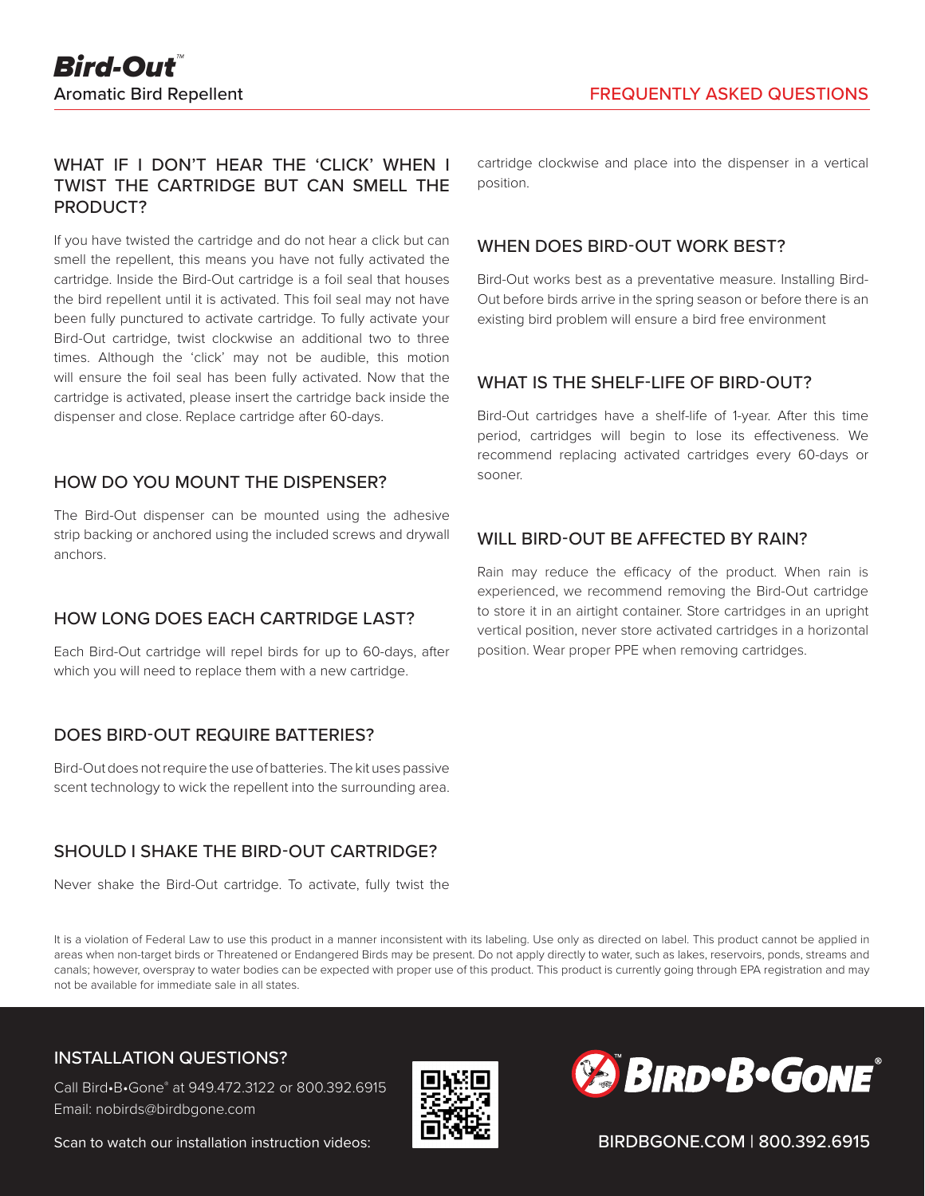# Bird-Out™

Aromatic Bird Repellent

FREQUENTLY ASKED QUESTIONS

## WHAT IF I DON'T HEAR THE 'CLICK' WHEN I TWIST THE CARTRIDGE BUT CAN SMELL THE PRODUCT?

If you have twisted the cartridge and do not hear a click but can smell the repellent, this means you have not fully activated the cartridge. Inside the Bird-Out cartridge is a foil seal that houses the bird repellent until it is activated. This foil seal may not have been fully punctured to activate cartridge. To fully activate your Bird-Out cartridge, twist clockwise an additional two to three times. Although the 'click' may not be audible, this motion will ensure the foil seal has been fully activated. Now that the cartridge is activated, please insert the cartridge back inside the dispenser and close. Replace cartridge after 60-days.

## HOW DO YOU MOUNT THE DISPENSER?

The Bird-Out dispenser can be mounted using the adhesive strip backing or anchored using the included screws and drywall anchors.

## HOW LONG DOES EACH CARTRIDGE LAST?

Each Bird-Out cartridge will repel birds for up to 60-days, after which you will need to replace them with a new cartridge.

## DOES BIRD-OUT REQUIRE BATTERIES?

Bird-Out does not require the use of batteries. The kit uses passive scent technology to wick the repellent into the surrounding area.

## SHOULD I SHAKE THE BIRD-OUT CARTRIDGE?

Never shake the Bird-Out cartridge. To activate, fully twist the cartridge clockwise and place into the dispenser in a vertical position.

## WHEN DOES BIRD-OUT WORK BEST?

Bird-Out works best as a preventative measure. Installing Bird-Out before birds arrive in the spring season or before there is an existing bird problem will ensure a bird free environment

## WHAT IS THE SHELF-LIFE OF BIRD-OUT?

Bird-Out cartridges have a shelf-life of 1-year. After this time period, cartridges will begin to lose its effectiveness. We recommend replacing activated cartridges every 60-days or sooner.

## WILL BIRD-OUT BE AFFECTED BY RAIN?

Rain may reduce the efficacy of the product. When rain is experienced, we recommend removing the Bird-Out cartridge to store it in an airtight container. Store cartridges in an upright vertical position, never store activated cartridges in a horizontal position. Wear proper PPE when removing cartridges.

It is a violation of Federal Law to use this product in a manner inconsistent with its labeling. Use only as directed on label. This product cannot be applied in areas when non-target birds or Threatened or Endangered Birds may be present. Do not apply directly to water, such as lakes, reservoirs, ponds, streams and canals; however, overspray to water bodies can be expected with proper use of this product. This product is currently going through EPA registration and may not be available for immediate sale in all states.

## INSTALLATION QUESTIONS?

Call Bird•B•Gone® at 949.472.3122 or 800.392.6915
Email: nobirds@birdbgone.com

Scan to watch our installation instruction videos:

BIRD•B•GONE®

BIRDBGONE.COM | 800.392.6915